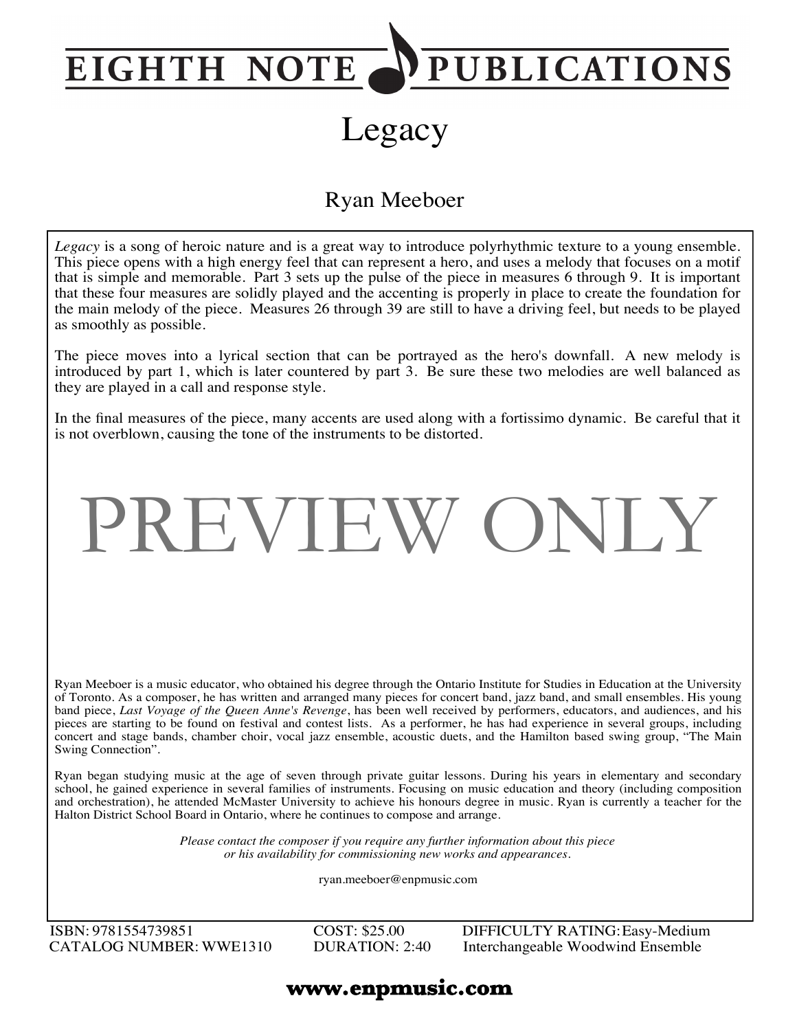# EIGHTH NOTE PUBLICATIONS

# Legacy

## Ryan Meeboer

*Legacy* is a song of heroic nature and is a great way to introduce polyrhythmic texture to a young ensemble. This piece opens with a high energy feel that can represent a hero, and uses a melody that focuses on a motif that is simple and memorable. Part 3 sets up the pulse of the piece in measures 6 through 9. It is important that these four measures are solidly played and the accenting is properly in place to create the foundation for the main melody of the piece. Measures 26 through 39 are still to have a driving feel, but needs to be played as smoothly as possible.

The piece moves into a lyrical section that can be portrayed as the hero's downfall. A new melody is introduced by part 1, which is later countered by part 3. Be sure these two melodies are well balanced as they are played in a call and response style.

In the final measures of the piece, many accents are used along with a fortissimo dynamic. Be careful that it is not overblown, causing the tone of the instruments to be distorted.

PREVIEW ONLY

Ryan Meeboer is a music educator, who obtained his degree through the Ontario Institute for Studies in Education at the University of Toronto. As a composer, he has written and arranged many pieces for concert band, jazz band, and small ensembles. His young band piece, *Last Voyage of the Queen Anne's Revenge*, has been well received by performers, educators, and audiences, and his pieces are starting to be found on festival and contest lists. As a performer, he has had experience in several groups, including concert and stage bands, chamber choir, vocal jazz ensemble, acoustic duets, and the Hamilton based swing group, "The Main Swing Connection".

Ryan began studying music at the age of seven through private guitar lessons. During his years in elementary and secondary school, he gained experience in several families of instruments. Focusing on music education and theory (including composition and orchestration), he attended McMaster University to achieve his honours degree in music. Ryan is currently a teacher for the Halton District School Board in Ontario, where he continues to compose and arrange.

*Please contact the composer if you require any further information about this piece or his availability for commissioning new works and appearances.*

ryan.meeboer@enpmusic.com

ISBN: 9781554739851
CATALOG NUMBER: WWE1310

COST: $25.00
DURATION: 2:40

DIFFICULTY RATING: Easy-Medium
Interchangeable Woodwind Ensemble

**www.enpmusic.com**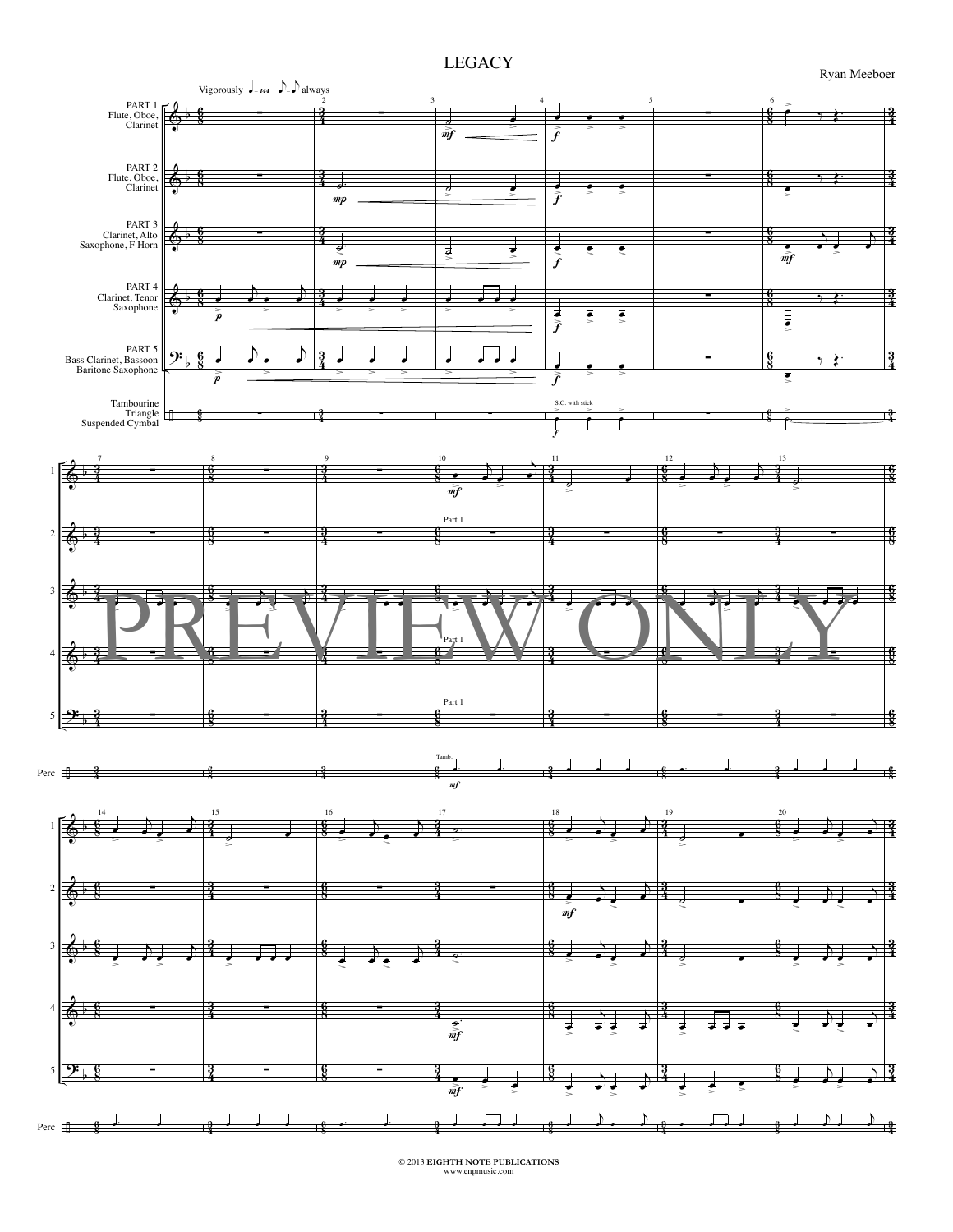# LEGACY

Ryan Meeboer

© 2013 EIGHTH NOTE PUBLICATIONS
www.enpmusic.com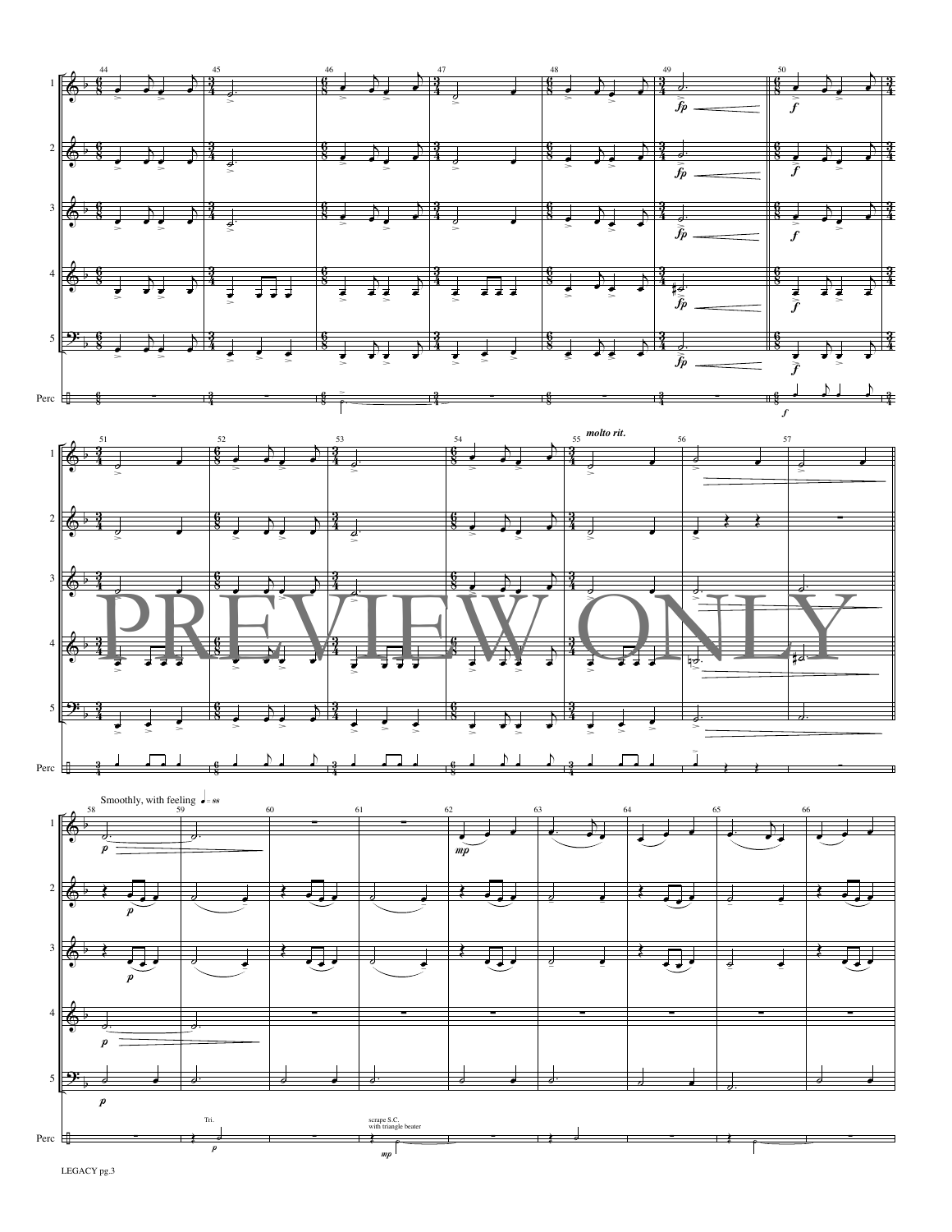*molto rit.*

Smoothly, with feeling ♩ = 88

Tri.

scrape S.C. with triangle beater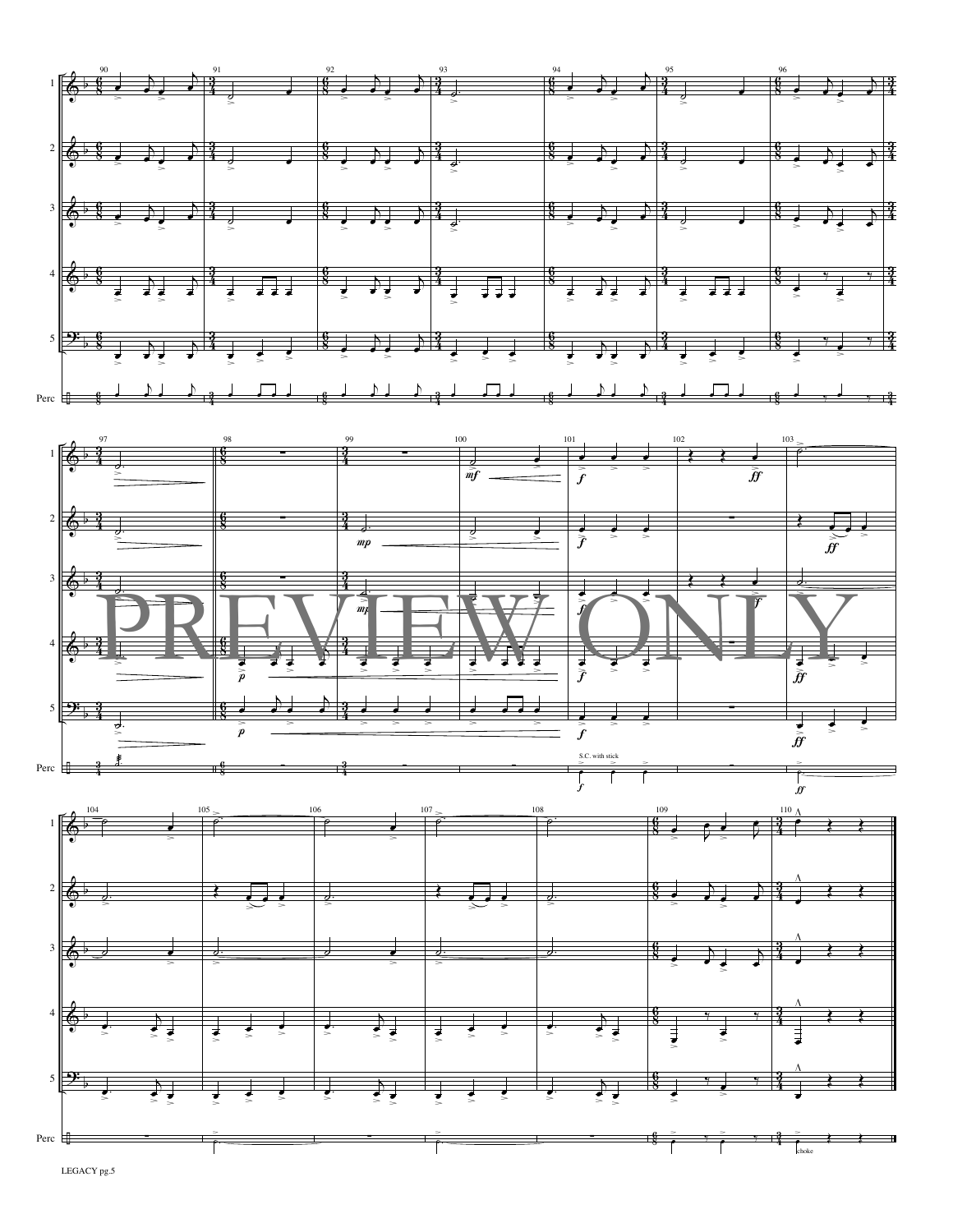PREVIEW ONLY